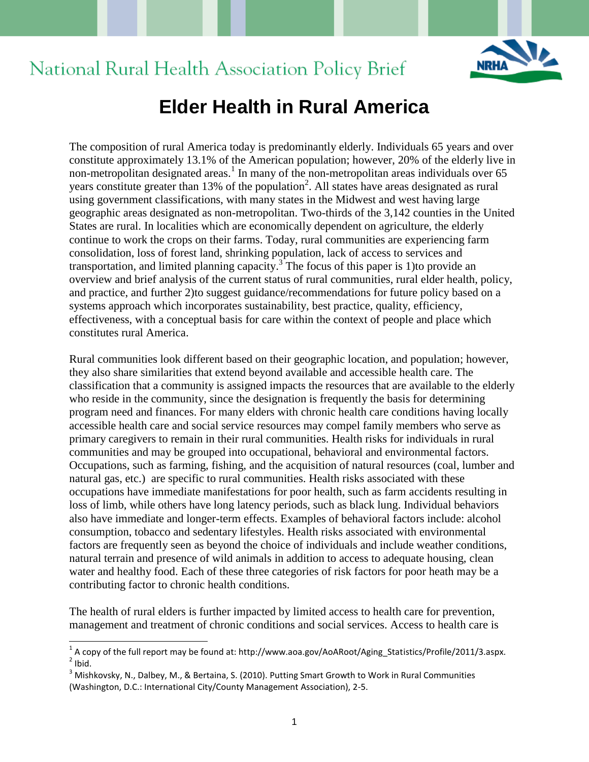National Rural Health Association Policy Brief

# Elder Health in Rural America

The composition of rural America today is predominantly elderly. Individuals 65 years and over constitute approximately 13.1% of the American population; however, 20% of the elderly live in non-metropolitan designated areas.[1] In many of the non-metropolitan areas individuals over 65 years constitute greater than 13% of the population[2]. All states have areas designated as rural using government classifications, with many states in the Midwest and west having large geographic areas designated as non-metropolitan. Two-thirds of the 3,142 counties in the United States are rural. In localities which are economically dependent on agriculture, the elderly continue to work the crops on their farms. Today, rural communities are experiencing farm consolidation, loss of forest land, shrinking population, lack of access to services and transportation, and limited planning capacity.[3] The focus of this paper is 1)to provide an overview and brief analysis of the current status of rural communities, rural elder health, policy, and practice, and further 2)to suggest guidance/recommendations for future policy based on a systems approach which incorporates sustainability, best practice, quality, efficiency, effectiveness, with a conceptual basis for care within the context of people and place which constitutes rural America.

Rural communities look different based on their geographic location, and population; however, they also share similarities that extend beyond available and accessible health care. The classification that a community is assigned impacts the resources that are available to the elderly who reside in the community, since the designation is frequently the basis for determining program need and finances. For many elders with chronic health care conditions having locally accessible health care and social service resources may compel family members who serve as primary caregivers to remain in their rural communities. Health risks for individuals in rural communities and may be grouped into occupational, behavioral and environmental factors. Occupations, such as farming, fishing, and the acquisition of natural resources (coal, lumber and natural gas, etc.) are specific to rural communities. Health risks associated with these occupations have immediate manifestations for poor health, such as farm accidents resulting in loss of limb, while others have long latency periods, such as black lung. Individual behaviors also have immediate and longer-term effects. Examples of behavioral factors include: alcohol consumption, tobacco and sedentary lifestyles. Health risks associated with environmental factors are frequently seen as beyond the choice of individuals and include weather conditions, natural terrain and presence of wild animals in addition to access to adequate housing, clean water and healthy food. Each of these three categories of risk factors for poor heath may be a contributing factor to chronic health conditions.

The health of rural elders is further impacted by limited access to health care for prevention, management and treatment of chronic conditions and social services. Access to health care is

---

[1] A copy of the full report may be found at: http://www.aoa.gov/AoARoot/Aging_Statistics/Profile/2011/3.aspx.

[2] Ibid.

[3] Mishkovsky, N., Dalbey, M., & Bertaina, S. (2010). Putting Smart Growth to Work in Rural Communities (Washington, D.C.: International City/County Management Association), 2-5.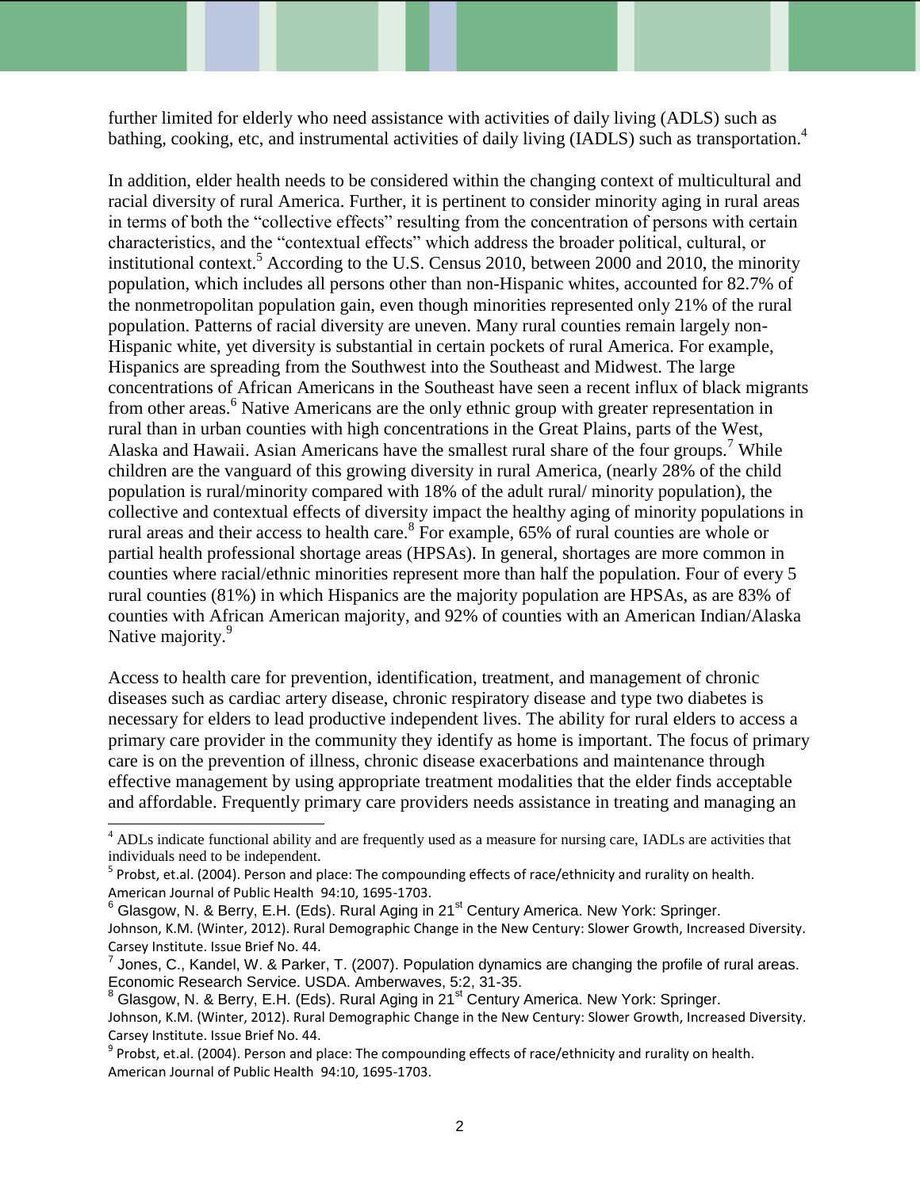further limited for elderly who need assistance with activities of daily living (ADLS) such as bathing, cooking, etc, and instrumental activities of daily living (IADLS) such as transportation.[4]

In addition, elder health needs to be considered within the changing context of multicultural and racial diversity of rural America. Further, it is pertinent to consider minority aging in rural areas in terms of both the "collective effects" resulting from the concentration of persons with certain characteristics, and the "contextual effects" which address the broader political, cultural, or institutional context.[5] According to the U.S. Census 2010, between 2000 and 2010, the minority population, which includes all persons other than non-Hispanic whites, accounted for 82.7% of the nonmetropolitan population gain, even though minorities represented only 21% of the rural population. Patterns of racial diversity are uneven. Many rural counties remain largely non-Hispanic white, yet diversity is substantial in certain pockets of rural America. For example, Hispanics are spreading from the Southwest into the Southeast and Midwest. The large concentrations of African Americans in the Southeast have seen a recent influx of black migrants from other areas.[6] Native Americans are the only ethnic group with greater representation in rural than in urban counties with high concentrations in the Great Plains, parts of the West, Alaska and Hawaii. Asian Americans have the smallest rural share of the four groups.[7] While children are the vanguard of this growing diversity in rural America, (nearly 28% of the child population is rural/minority compared with 18% of the adult rural/ minority population), the collective and contextual effects of diversity impact the healthy aging of minority populations in rural areas and their access to health care.[8] For example, 65% of rural counties are whole or partial health professional shortage areas (HPSAs). In general, shortages are more common in counties where racial/ethnic minorities represent more than half the population. Four of every 5 rural counties (81%) in which Hispanics are the majority population are HPSAs, as are 83% of counties with African American majority, and 92% of counties with an American Indian/Alaska Native majority.[9]

Access to health care for prevention, identification, treatment, and management of chronic diseases such as cardiac artery disease, chronic respiratory disease and type two diabetes is necessary for elders to lead productive independent lives. The ability for rural elders to access a primary care provider in the community they identify as home is important. The focus of primary care is on the prevention of illness, chronic disease exacerbations and maintenance through effective management by using appropriate treatment modalities that the elder finds acceptable and affordable. Frequently primary care providers needs assistance in treating and managing an

---

[4] ADLs indicate functional ability and are frequently used as a measure for nursing care, IADLs are activities that individuals need to be independent.

[5] Probst, et.al. (2004). Person and place: The compounding effects of race/ethnicity and rurality on health. American Journal of Public Health 94:10, 1695-1703.

[6] Glasgow, N. & Berry, E.H. (Eds). Rural Aging in 21st Century America. New York: Springer.
Johnson, K.M. (Winter, 2012). Rural Demographic Change in the New Century: Slower Growth, Increased Diversity. Carsey Institute. Issue Brief No. 44.

[7] Jones, C., Kandel, W. & Parker, T. (2007). Population dynamics are changing the profile of rural areas. Economic Research Service. USDA. Amberwaves, 5:2, 31-35.

[8] Glasgow, N. & Berry, E.H. (Eds). Rural Aging in 21st Century America. New York: Springer.
Johnson, K.M. (Winter, 2012). Rural Demographic Change in the New Century: Slower Growth, Increased Diversity. Carsey Institute. Issue Brief No. 44.

[9] Probst, et.al. (2004). Person and place: The compounding effects of race/ethnicity and rurality on health. American Journal of Public Health 94:10, 1695-1703.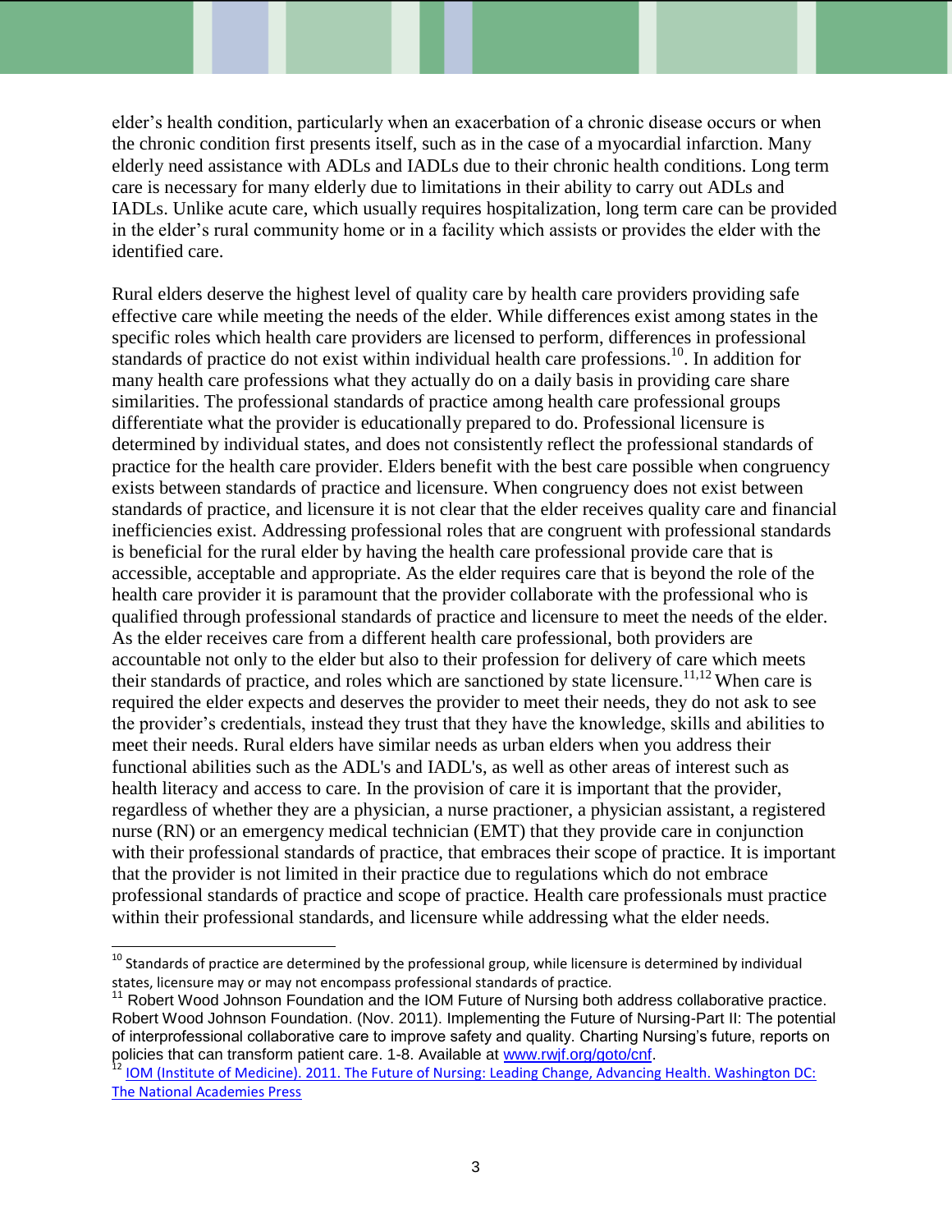elder's health condition, particularly when an exacerbation of a chronic disease occurs or when the chronic condition first presents itself, such as in the case of a myocardial infarction. Many elderly need assistance with ADLs and IADLs due to their chronic health conditions. Long term care is necessary for many elderly due to limitations in their ability to carry out ADLs and IADLs. Unlike acute care, which usually requires hospitalization, long term care can be provided in the elder's rural community home or in a facility which assists or provides the elder with the identified care.

Rural elders deserve the highest level of quality care by health care providers providing safe effective care while meeting the needs of the elder. While differences exist among states in the specific roles which health care providers are licensed to perform, differences in professional standards of practice do not exist within individual health care professions.[10]. In addition for many health care professions what they actually do on a daily basis in providing care share similarities. The professional standards of practice among health care professional groups differentiate what the provider is educationally prepared to do. Professional licensure is determined by individual states, and does not consistently reflect the professional standards of practice for the health care provider. Elders benefit with the best care possible when congruency exists between standards of practice and licensure. When congruency does not exist between standards of practice, and licensure it is not clear that the elder receives quality care and financial inefficiencies exist. Addressing professional roles that are congruent with professional standards is beneficial for the rural elder by having the health care professional provide care that is accessible, acceptable and appropriate. As the elder requires care that is beyond the role of the health care provider it is paramount that the provider collaborate with the professional who is qualified through professional standards of practice and licensure to meet the needs of the elder. As the elder receives care from a different health care professional, both providers are accountable not only to the elder but also to their profession for delivery of care which meets their standards of practice, and roles which are sanctioned by state licensure.[11,12] When care is required the elder expects and deserves the provider to meet their needs, they do not ask to see the provider's credentials, instead they trust that they have the knowledge, skills and abilities to meet their needs. Rural elders have similar needs as urban elders when you address their functional abilities such as the ADL's and IADL's, as well as other areas of interest such as health literacy and access to care. In the provision of care it is important that the provider, regardless of whether they are a physician, a nurse practioner, a physician assistant, a registered nurse (RN) or an emergency medical technician (EMT) that they provide care in conjunction with their professional standards of practice, that embraces their scope of practice. It is important that the provider is not limited in their practice due to regulations which do not embrace professional standards of practice and scope of practice. Health care professionals must practice within their professional standards, and licensure while addressing what the elder needs.

---

[10] Standards of practice are determined by the professional group, while licensure is determined by individual states, licensure may or may not encompass professional standards of practice.

[11] Robert Wood Johnson Foundation and the IOM Future of Nursing both address collaborative practice. Robert Wood Johnson Foundation. (Nov. 2011). Implementing the Future of Nursing-Part II: The potential of interprofessional collaborative care to improve safety and quality. Charting Nursing's future, reports on policies that can transform patient care. 1-8. Available at www.rwjf.org/goto/cnf.

[12] IOM (Institute of Medicine). 2011. The Future of Nursing: Leading Change, Advancing Health. Washington DC: The National Academies Press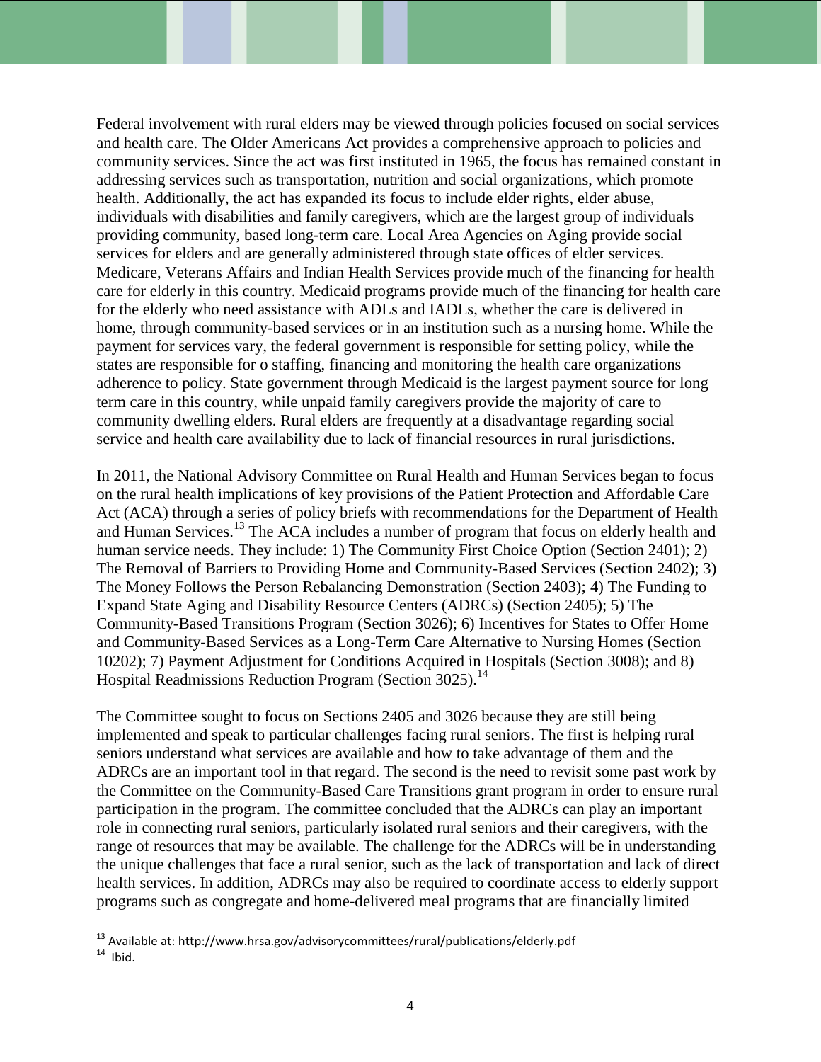Federal involvement with rural elders may be viewed through policies focused on social services and health care. The Older Americans Act provides a comprehensive approach to policies and community services. Since the act was first instituted in 1965, the focus has remained constant in addressing services such as transportation, nutrition and social organizations, which promote health. Additionally, the act has expanded its focus to include elder rights, elder abuse, individuals with disabilities and family caregivers, which are the largest group of individuals providing community, based long-term care. Local Area Agencies on Aging provide social services for elders and are generally administered through state offices of elder services. Medicare, Veterans Affairs and Indian Health Services provide much of the financing for health care for elderly in this country. Medicaid programs provide much of the financing for health care for the elderly who need assistance with ADLs and IADLs, whether the care is delivered in home, through community-based services or in an institution such as a nursing home. While the payment for services vary, the federal government is responsible for setting policy, while the states are responsible for o staffing, financing and monitoring the health care organizations adherence to policy. State government through Medicaid is the largest payment source for long term care in this country, while unpaid family caregivers provide the majority of care to community dwelling elders. Rural elders are frequently at a disadvantage regarding social service and health care availability due to lack of financial resources in rural jurisdictions.

In 2011, the National Advisory Committee on Rural Health and Human Services began to focus on the rural health implications of key provisions of the Patient Protection and Affordable Care Act (ACA) through a series of policy briefs with recommendations for the Department of Health and Human Services.[13] The ACA includes a number of program that focus on elderly health and human service needs. They include: 1) The Community First Choice Option (Section 2401); 2) The Removal of Barriers to Providing Home and Community-Based Services (Section 2402); 3) The Money Follows the Person Rebalancing Demonstration (Section 2403); 4) The Funding to Expand State Aging and Disability Resource Centers (ADRCs) (Section 2405); 5) The Community-Based Transitions Program (Section 3026); 6) Incentives for States to Offer Home and Community-Based Services as a Long-Term Care Alternative to Nursing Homes (Section 10202); 7) Payment Adjustment for Conditions Acquired in Hospitals (Section 3008); and 8) Hospital Readmissions Reduction Program (Section 3025).[14]

The Committee sought to focus on Sections 2405 and 3026 because they are still being implemented and speak to particular challenges facing rural seniors. The first is helping rural seniors understand what services are available and how to take advantage of them and the ADRCs are an important tool in that regard. The second is the need to revisit some past work by the Committee on the Community-Based Care Transitions grant program in order to ensure rural participation in the program. The committee concluded that the ADRCs can play an important role in connecting rural seniors, particularly isolated rural seniors and their caregivers, with the range of resources that may be available. The challenge for the ADRCs will be in understanding the unique challenges that face a rural senior, such as the lack of transportation and lack of direct health services. In addition, ADRCs may also be required to coordinate access to elderly support programs such as congregate and home-delivered meal programs that are financially limited

---

[13] Available at: http://www.hrsa.gov/advisorycommittees/rural/publications/elderly.pdf

[14] Ibid.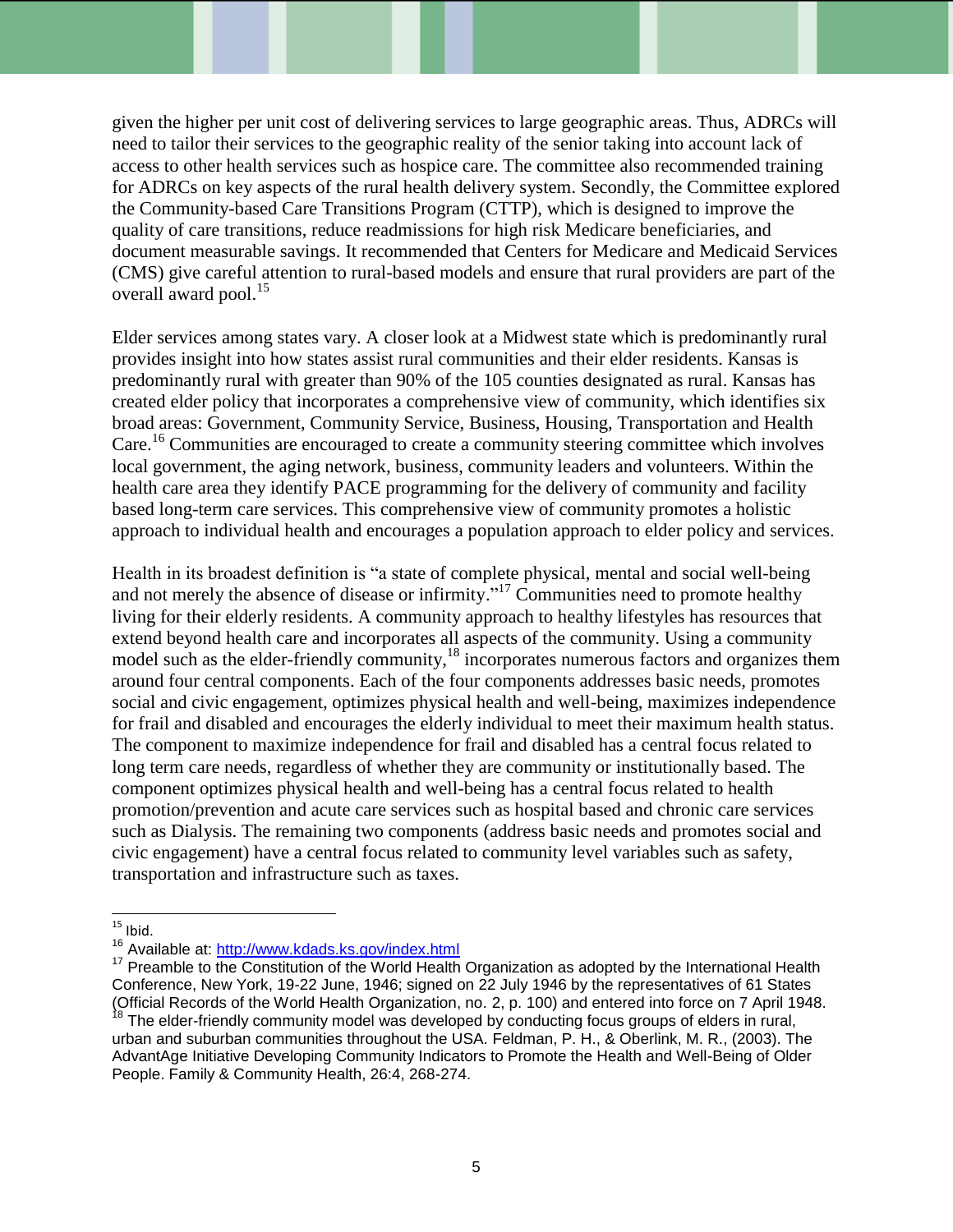given the higher per unit cost of delivering services to large geographic areas. Thus, ADRCs will need to tailor their services to the geographic reality of the senior taking into account lack of access to other health services such as hospice care. The committee also recommended training for ADRCs on key aspects of the rural health delivery system. Secondly, the Committee explored the Community-based Care Transitions Program (CTTP), which is designed to improve the quality of care transitions, reduce readmissions for high risk Medicare beneficiaries, and document measurable savings. It recommended that Centers for Medicare and Medicaid Services (CMS) give careful attention to rural-based models and ensure that rural providers are part of the overall award pool.[15]

Elder services among states vary. A closer look at a Midwest state which is predominantly rural provides insight into how states assist rural communities and their elder residents. Kansas is predominantly rural with greater than 90% of the 105 counties designated as rural. Kansas has created elder policy that incorporates a comprehensive view of community, which identifies six broad areas: Government, Community Service, Business, Housing, Transportation and Health Care.[16] Communities are encouraged to create a community steering committee which involves local government, the aging network, business, community leaders and volunteers. Within the health care area they identify PACE programming for the delivery of community and facility based long-term care services. This comprehensive view of community promotes a holistic approach to individual health and encourages a population approach to elder policy and services.

Health in its broadest definition is "a state of complete physical, mental and social well-being and not merely the absence of disease or infirmity."[17] Communities need to promote healthy living for their elderly residents. A community approach to healthy lifestyles has resources that extend beyond health care and incorporates all aspects of the community. Using a community model such as the elder-friendly community,[18] incorporates numerous factors and organizes them around four central components. Each of the four components addresses basic needs, promotes social and civic engagement, optimizes physical health and well-being, maximizes independence for frail and disabled and encourages the elderly individual to meet their maximum health status. The component to maximize independence for frail and disabled has a central focus related to long term care needs, regardless of whether they are community or institutionally based. The component optimizes physical health and well-being has a central focus related to health promotion/prevention and acute care services such as hospital based and chronic care services such as Dialysis. The remaining two components (address basic needs and promotes social and civic engagement) have a central focus related to community level variables such as safety, transportation and infrastructure such as taxes.

---

[15] Ibid.

[16] Available at: http://www.kdads.ks.gov/index.html

[17] Preamble to the Constitution of the World Health Organization as adopted by the International Health Conference, New York, 19-22 June, 1946; signed on 22 July 1946 by the representatives of 61 States (Official Records of the World Health Organization, no. 2, p. 100) and entered into force on 7 April 1948.

[18] The elder-friendly community model was developed by conducting focus groups of elders in rural, urban and suburban communities throughout the USA. Feldman, P. H., & Oberlink, M. R., (2003). The AdvantAge Initiative Developing Community Indicators to Promote the Health and Well-Being of Older People. Family & Community Health, 26:4, 268-274.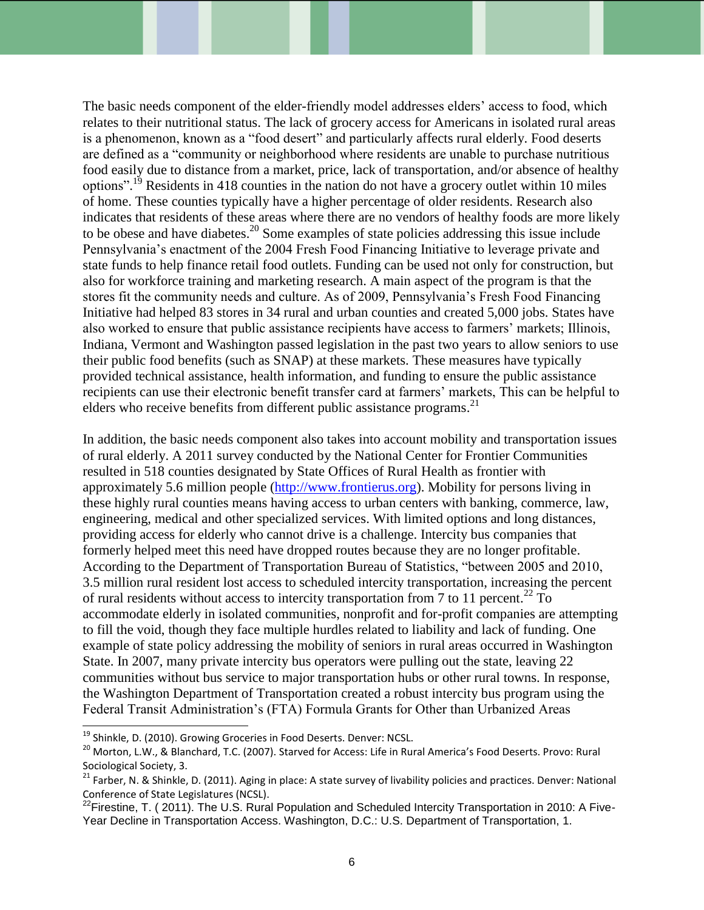The basic needs component of the elder-friendly model addresses elders' access to food, which relates to their nutritional status. The lack of grocery access for Americans in isolated rural areas is a phenomenon, known as a "food desert" and particularly affects rural elderly. Food deserts are defined as a "community or neighborhood where residents are unable to purchase nutritious food easily due to distance from a market, price, lack of transportation, and/or absence of healthy options".[19] Residents in 418 counties in the nation do not have a grocery outlet within 10 miles of home. These counties typically have a higher percentage of older residents. Research also indicates that residents of these areas where there are no vendors of healthy foods are more likely to be obese and have diabetes.[20] Some examples of state policies addressing this issue include Pennsylvania's enactment of the 2004 Fresh Food Financing Initiative to leverage private and state funds to help finance retail food outlets. Funding can be used not only for construction, but also for workforce training and marketing research. A main aspect of the program is that the stores fit the community needs and culture. As of 2009, Pennsylvania's Fresh Food Financing Initiative had helped 83 stores in 34 rural and urban counties and created 5,000 jobs. States have also worked to ensure that public assistance recipients have access to farmers' markets; Illinois, Indiana, Vermont and Washington passed legislation in the past two years to allow seniors to use their public food benefits (such as SNAP) at these markets. These measures have typically provided technical assistance, health information, and funding to ensure the public assistance recipients can use their electronic benefit transfer card at farmers' markets, This can be helpful to elders who receive benefits from different public assistance programs.[21]

In addition, the basic needs component also takes into account mobility and transportation issues of rural elderly. A 2011 survey conducted by the National Center for Frontier Communities resulted in 518 counties designated by State Offices of Rural Health as frontier with approximately 5.6 million people (http://www.frontierus.org). Mobility for persons living in these highly rural counties means having access to urban centers with banking, commerce, law, engineering, medical and other specialized services. With limited options and long distances, providing access for elderly who cannot drive is a challenge. Intercity bus companies that formerly helped meet this need have dropped routes because they are no longer profitable. According to the Department of Transportation Bureau of Statistics, "between 2005 and 2010, 3.5 million rural resident lost access to scheduled intercity transportation, increasing the percent of rural residents without access to intercity transportation from 7 to 11 percent.[22] To accommodate elderly in isolated communities, nonprofit and for-profit companies are attempting to fill the void, though they face multiple hurdles related to liability and lack of funding. One example of state policy addressing the mobility of seniors in rural areas occurred in Washington State. In 2007, many private intercity bus operators were pulling out the state, leaving 22 communities without bus service to major transportation hubs or other rural towns. In response, the Washington Department of Transportation created a robust intercity bus program using the Federal Transit Administration's (FTA) Formula Grants for Other than Urbanized Areas

---

[19] Shinkle, D. (2010). Growing Groceries in Food Deserts. Denver: NCSL.

[20] Morton, L.W., & Blanchard, T.C. (2007). Starved for Access: Life in Rural America's Food Deserts. Provo: Rural Sociological Society, 3.

[21] Farber, N. & Shinkle, D. (2011). Aging in place: A state survey of livability policies and practices. Denver: National Conference of State Legislatures (NCSL).

[22] Firestine, T. ( 2011). The U.S. Rural Population and Scheduled Intercity Transportation in 2010: A Five-Year Decline in Transportation Access. Washington, D.C.: U.S. Department of Transportation, 1.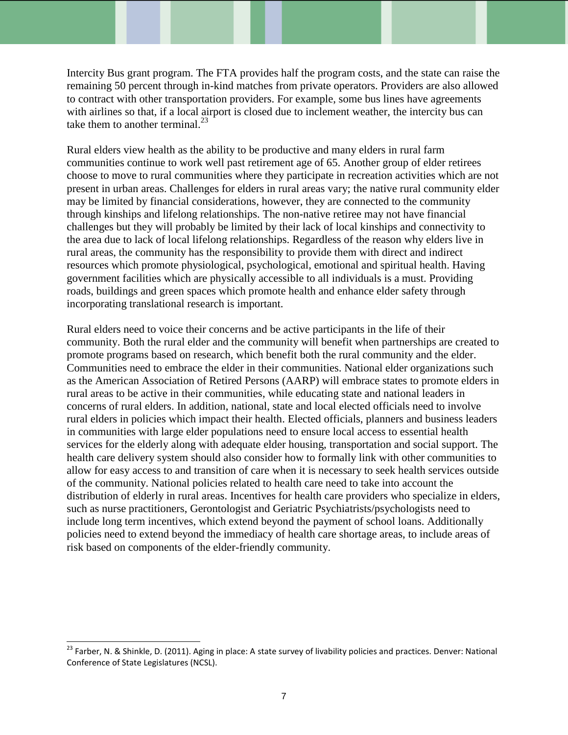Intercity Bus grant program. The FTA provides half the program costs, and the state can raise the remaining 50 percent through in-kind matches from private operators. Providers are also allowed to contract with other transportation providers. For example, some bus lines have agreements with airlines so that, if a local airport is closed due to inclement weather, the intercity bus can take them to another terminal.[23]

Rural elders view health as the ability to be productive and many elders in rural farm communities continue to work well past retirement age of 65. Another group of elder retirees choose to move to rural communities where they participate in recreation activities which are not present in urban areas. Challenges for elders in rural areas vary; the native rural community elder may be limited by financial considerations, however, they are connected to the community through kinships and lifelong relationships. The non-native retiree may not have financial challenges but they will probably be limited by their lack of local kinships and connectivity to the area due to lack of local lifelong relationships. Regardless of the reason why elders live in rural areas, the community has the responsibility to provide them with direct and indirect resources which promote physiological, psychological, emotional and spiritual health. Having government facilities which are physically accessible to all individuals is a must. Providing roads, buildings and green spaces which promote health and enhance elder safety through incorporating translational research is important.

Rural elders need to voice their concerns and be active participants in the life of their community. Both the rural elder and the community will benefit when partnerships are created to promote programs based on research, which benefit both the rural community and the elder. Communities need to embrace the elder in their communities. National elder organizations such as the American Association of Retired Persons (AARP) will embrace states to promote elders in rural areas to be active in their communities, while educating state and national leaders in concerns of rural elders. In addition, national, state and local elected officials need to involve rural elders in policies which impact their health. Elected officials, planners and business leaders in communities with large elder populations need to ensure local access to essential health services for the elderly along with adequate elder housing, transportation and social support. The health care delivery system should also consider how to formally link with other communities to allow for easy access to and transition of care when it is necessary to seek health services outside of the community. National policies related to health care need to take into account the distribution of elderly in rural areas. Incentives for health care providers who specialize in elders, such as nurse practitioners, Gerontologist and Geriatric Psychiatrists/psychologists need to include long term incentives, which extend beyond the payment of school loans. Additionally policies need to extend beyond the immediacy of health care shortage areas, to include areas of risk based on components of the elder-friendly community.

---

[23] Farber, N. & Shinkle, D. (2011). Aging in place: A state survey of livability policies and practices. Denver: National Conference of State Legislatures (NCSL).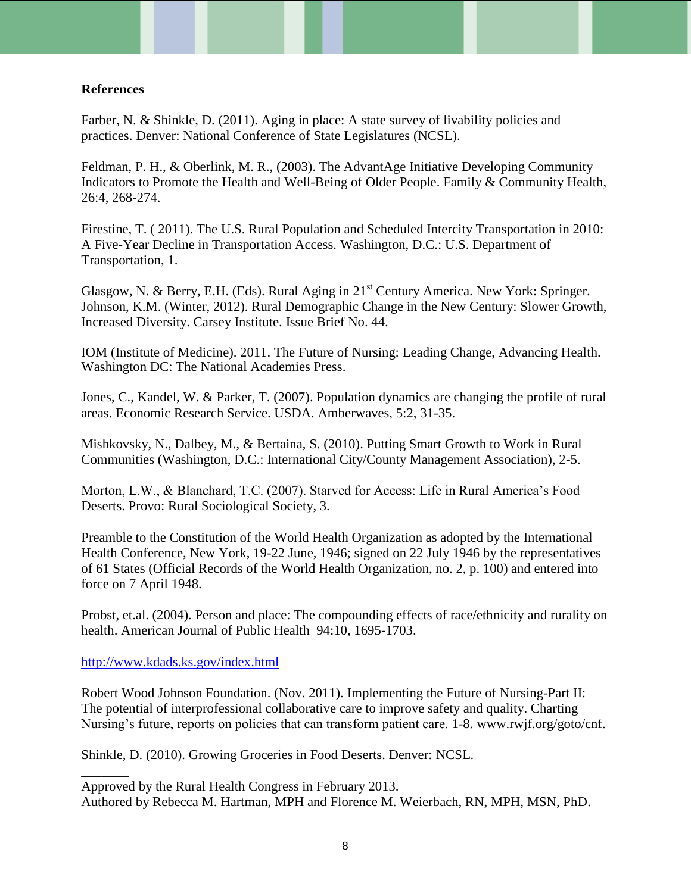**References**

Farber, N. & Shinkle, D. (2011). Aging in place: A state survey of livability policies and practices. Denver: National Conference of State Legislatures (NCSL).

Feldman, P. H., & Oberlink, M. R., (2003). The AdvantAge Initiative Developing Community Indicators to Promote the Health and Well-Being of Older People. Family & Community Health, 26:4, 268-274.

Firestine, T. ( 2011). The U.S. Rural Population and Scheduled Intercity Transportation in 2010: A Five-Year Decline in Transportation Access. Washington, D.C.: U.S. Department of Transportation, 1.

Glasgow, N. & Berry, E.H. (Eds). Rural Aging in 21st Century America. New York: Springer. Johnson, K.M. (Winter, 2012). Rural Demographic Change in the New Century: Slower Growth, Increased Diversity. Carsey Institute. Issue Brief No. 44.

IOM (Institute of Medicine). 2011. The Future of Nursing: Leading Change, Advancing Health. Washington DC: The National Academies Press.

Jones, C., Kandel, W. & Parker, T. (2007). Population dynamics are changing the profile of rural areas. Economic Research Service. USDA. Amberwaves, 5:2, 31-35.

Mishkovsky, N., Dalbey, M., & Bertaina, S. (2010). Putting Smart Growth to Work in Rural Communities (Washington, D.C.: International City/County Management Association), 2-5.

Morton, L.W., & Blanchard, T.C. (2007). Starved for Access: Life in Rural America's Food Deserts. Provo: Rural Sociological Society, 3.

Preamble to the Constitution of the World Health Organization as adopted by the International Health Conference, New York, 19-22 June, 1946; signed on 22 July 1946 by the representatives of 61 States (Official Records of the World Health Organization, no. 2, p. 100) and entered into force on 7 April 1948.

Probst, et.al. (2004). Person and place: The compounding effects of race/ethnicity and rurality on health. American Journal of Public Health 94:10, 1695-1703.

http://www.kdads.ks.gov/index.html

Robert Wood Johnson Foundation. (Nov. 2011). Implementing the Future of Nursing-Part II: The potential of interprofessional collaborative care to improve safety and quality. Charting Nursing's future, reports on policies that can transform patient care. 1-8. www.rwjf.org/goto/cnf.

Shinkle, D. (2010). Growing Groceries in Food Deserts. Denver: NCSL.

_______

Approved by the Rural Health Congress in February 2013.
Authored by Rebecca M. Hartman, MPH and Florence M. Weierbach, RN, MPH, MSN, PhD.